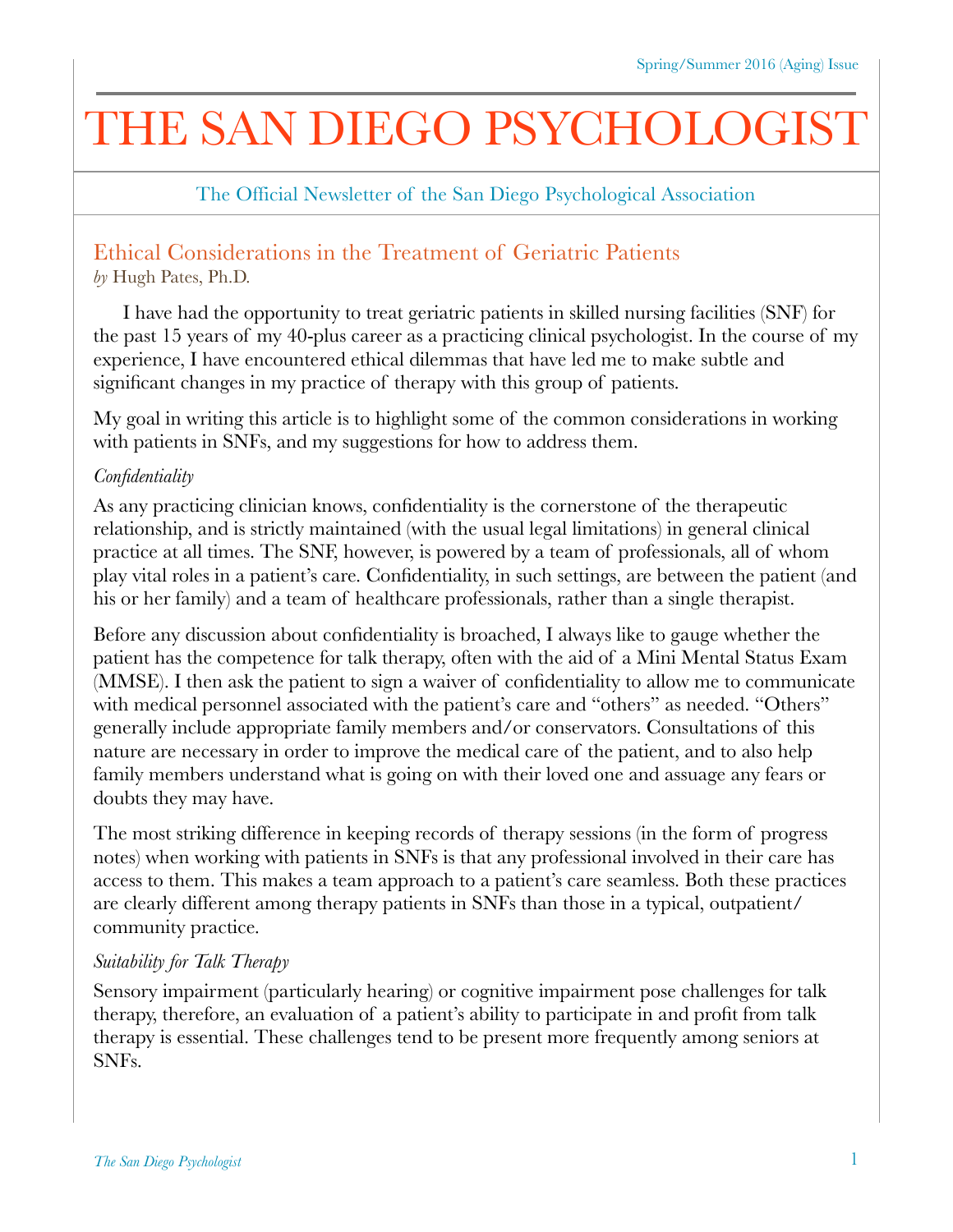# THE SAN DIEGO PSYCHOLOGIST

The Official Newsletter of the San Diego Psychological Association

## Ethical Considerations in the Treatment of Geriatric Patients

*by* Hugh Pates, Ph.D.

I have had the opportunity to treat geriatric patients in skilled nursing facilities (SNF) for the past 15 years of my 40-plus career as a practicing clinical psychologist. In the course of my experience, I have encountered ethical dilemmas that have led me to make subtle and significant changes in my practice of therapy with this group of patients.

My goal in writing this article is to highlight some of the common considerations in working with patients in SNFs, and my suggestions for how to address them.

*Confidentiality*

As any practicing clinician knows, confidentiality is the cornerstone of the therapeutic relationship, and is strictly maintained (with the usual legal limitations) in general clinical practice at all times. The SNF, however, is powered by a team of professionals, all of whom play vital roles in a patient's care. Confidentiality, in such settings, are between the patient (and his or her family) and a team of healthcare professionals, rather than a single therapist.

Before any discussion about confidentiality is broached, I always like to gauge whether the patient has the competence for talk therapy, often with the aid of a Mini Mental Status Exam (MMSE). I then ask the patient to sign a waiver of confidentiality to allow me to communicate with medical personnel associated with the patient's care and "others" as needed. "Others" generally include appropriate family members and/or conservators. Consultations of this nature are necessary in order to improve the medical care of the patient, and to also help family members understand what is going on with their loved one and assuage any fears or doubts they may have.

The most striking difference in keeping records of therapy sessions (in the form of progress notes) when working with patients in SNFs is that any professional involved in their care has access to them. This makes a team approach to a patient's care seamless. Both these practices are clearly different among therapy patients in SNFs than those in a typical, outpatient/community practice.

*Suitability for Talk Therapy*

Sensory impairment (particularly hearing) or cognitive impairment pose challenges for talk therapy, therefore, an evaluation of a patient's ability to participate in and profit from talk therapy is essential. These challenges tend to be present more frequently among seniors at SNFs.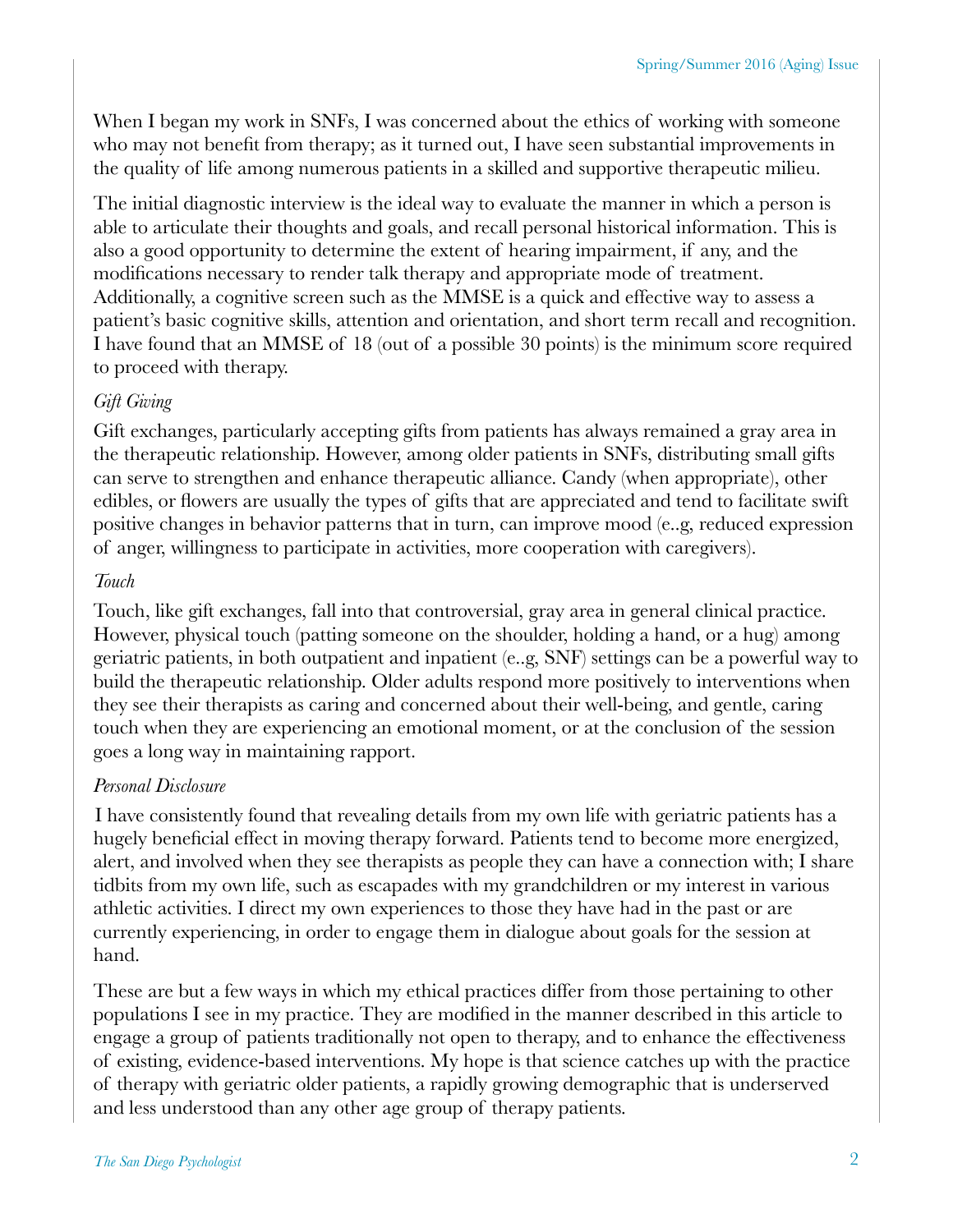When I began my work in SNFs, I was concerned about the ethics of working with someone who may not benefit from therapy; as it turned out, I have seen substantial improvements in the quality of life among numerous patients in a skilled and supportive therapeutic milieu.

The initial diagnostic interview is the ideal way to evaluate the manner in which a person is able to articulate their thoughts and goals, and recall personal historical information. This is also a good opportunity to determine the extent of hearing impairment, if any, and the modifications necessary to render talk therapy and appropriate mode of treatment. Additionally, a cognitive screen such as the MMSE is a quick and effective way to assess a patient's basic cognitive skills, attention and orientation, and short term recall and recognition. I have found that an MMSE of 18 (out of a possible 30 points) is the minimum score required to proceed with therapy.

*Gift Giving*

Gift exchanges, particularly accepting gifts from patients has always remained a gray area in the therapeutic relationship. However, among older patients in SNFs, distributing small gifts can serve to strengthen and enhance therapeutic alliance. Candy (when appropriate), other edibles, or flowers are usually the types of gifts that are appreciated and tend to facilitate swift positive changes in behavior patterns that in turn, can improve mood (e..g, reduced expression of anger, willingness to participate in activities, more cooperation with caregivers).

*Touch*

Touch, like gift exchanges, fall into that controversial, gray area in general clinical practice. However, physical touch (patting someone on the shoulder, holding a hand, or a hug) among geriatric patients, in both outpatient and inpatient (e..g, SNF) settings can be a powerful way to build the therapeutic relationship. Older adults respond more positively to interventions when they see their therapists as caring and concerned about their well-being, and gentle, caring touch when they are experiencing an emotional moment, or at the conclusion of the session goes a long way in maintaining rapport.

*Personal Disclosure*

I have consistently found that revealing details from my own life with geriatric patients has a hugely beneficial effect in moving therapy forward. Patients tend to become more energized, alert, and involved when they see therapists as people they can have a connection with; I share tidbits from my own life, such as escapades with my grandchildren or my interest in various athletic activities. I direct my own experiences to those they have had in the past or are currently experiencing, in order to engage them in dialogue about goals for the session at hand.

These are but a few ways in which my ethical practices differ from those pertaining to other populations I see in my practice. They are modified in the manner described in this article to engage a group of patients traditionally not open to therapy, and to enhance the effectiveness of existing, evidence-based interventions. My hope is that science catches up with the practice of therapy with geriatric older patients, a rapidly growing demographic that is underserved and less understood than any other age group of therapy patients.